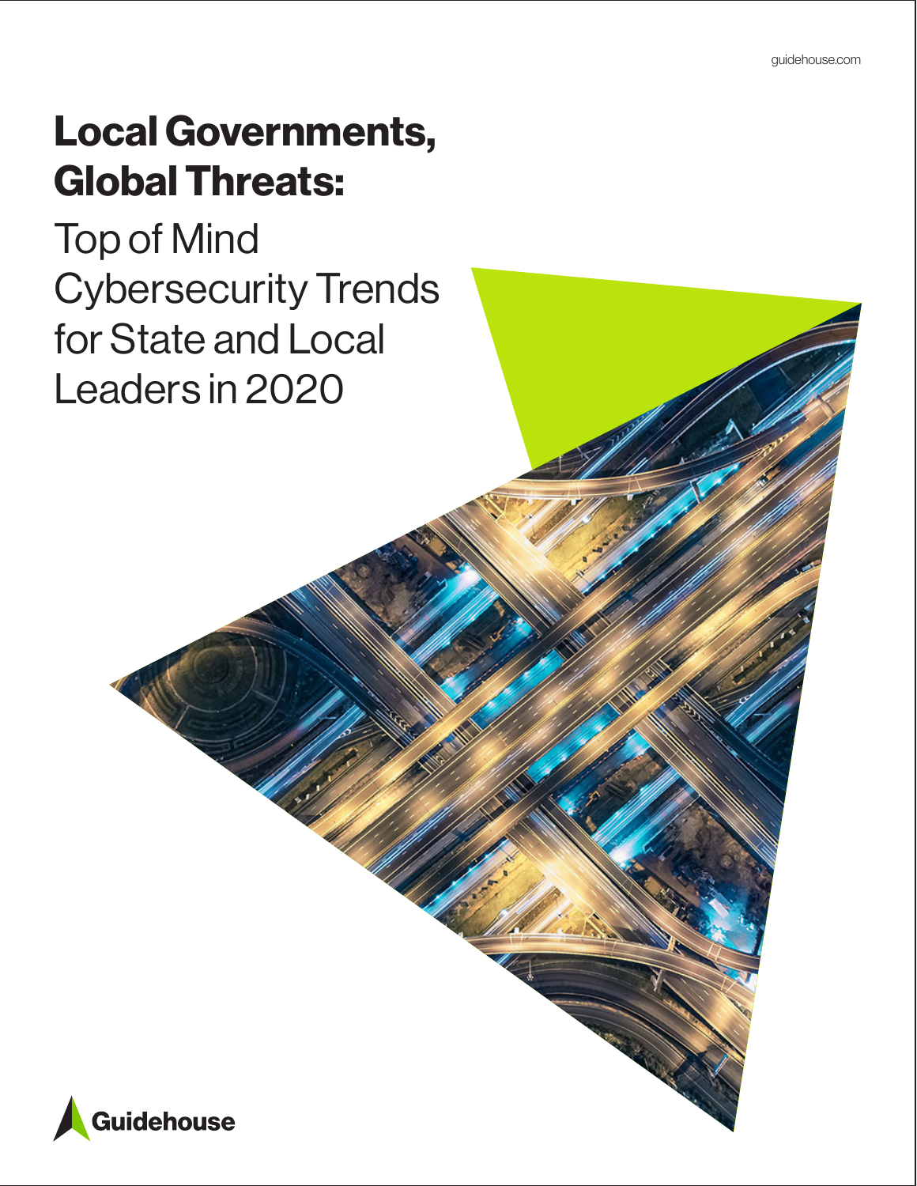guidehouse.com

# Local Governments, Global Threats:

## Top of Mind Cybersecurity Trends for State and Local Leaders in 2020

Guidehouse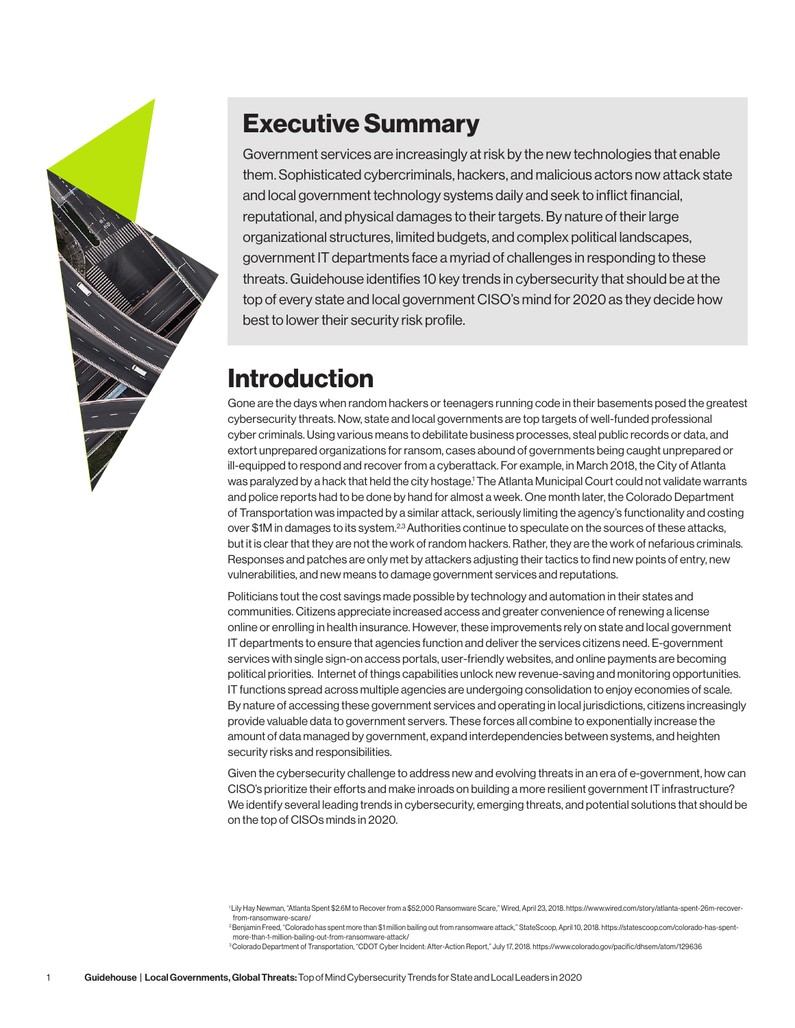## Executive Summary

Government services are increasingly at risk by the new technologies that enable them. Sophisticated cybercriminals, hackers, and malicious actors now attack state and local government technology systems daily and seek to inflict financial, reputational, and physical damages to their targets. By nature of their large organizational structures, limited budgets, and complex political landscapes, government IT departments face a myriad of challenges in responding to these threats. Guidehouse identifies 10 key trends in cybersecurity that should be at the top of every state and local government CISO's mind for 2020 as they decide how best to lower their security risk profile.

## Introduction

Gone are the days when random hackers or teenagers running code in their basements posed the greatest cybersecurity threats. Now, state and local governments are top targets of well-funded professional cyber criminals. Using various means to debilitate business processes, steal public records or data, and extort unprepared organizations for ransom, cases abound of governments being caught unprepared or ill-equipped to respond and recover from a cyberattack. For example, in March 2018, the City of Atlanta was paralyzed by a hack that held the city hostage.[1] The Atlanta Municipal Court could not validate warrants and police reports had to be done by hand for almost a week. One month later, the Colorado Department of Transportation was impacted by a similar attack, seriously limiting the agency's functionality and costing over $1M in damages to its system.[2,3] Authorities continue to speculate on the sources of these attacks, but it is clear that they are not the work of random hackers. Rather, they are the work of nefarious criminals. Responses and patches are only met by attackers adjusting their tactics to find new points of entry, new vulnerabilities, and new means to damage government services and reputations.

Politicians tout the cost savings made possible by technology and automation in their states and communities. Citizens appreciate increased access and greater convenience of renewing a license online or enrolling in health insurance. However, these improvements rely on state and local government IT departments to ensure that agencies function and deliver the services citizens need. E-government services with single sign-on access portals, user-friendly websites, and online payments are becoming political priorities. Internet of things capabilities unlock new revenue-saving and monitoring opportunities. IT functions spread across multiple agencies are undergoing consolidation to enjoy economies of scale. By nature of accessing these government services and operating in local jurisdictions, citizens increasingly provide valuable data to government servers. These forces all combine to exponentially increase the amount of data managed by government, expand interdependencies between systems, and heighten security risks and responsibilities.

Given the cybersecurity challenge to address new and evolving threats in an era of e-government, how can CISO's prioritize their efforts and make inroads on building a more resilient government IT infrastructure? We identify several leading trends in cybersecurity, emerging threats, and potential solutions that should be on the top of CISOs minds in 2020.

[1] Lily Hay Newman, "Atlanta Spent $2.6M to Recover from a $52,000 Ransomware Scare," Wired, April 23, 2018. https://www.wired.com/story/atlanta-spent-26m-recover-from-ransomware-scare/

[2] Benjamin Freed, "Colorado has spent more than $1 million bailing out from ransomware attack," StateScoop, April 10, 2018. https://statescoop.com/colorado-has-spent-more-than-1-million-bailing-out-from-ransomware-attack/

[3] Colorado Department of Transportation, "CDOT Cyber Incident: After-Action Report," July 17, 2018. https://www.colorado.gov/pacific/dhsem/atom/129636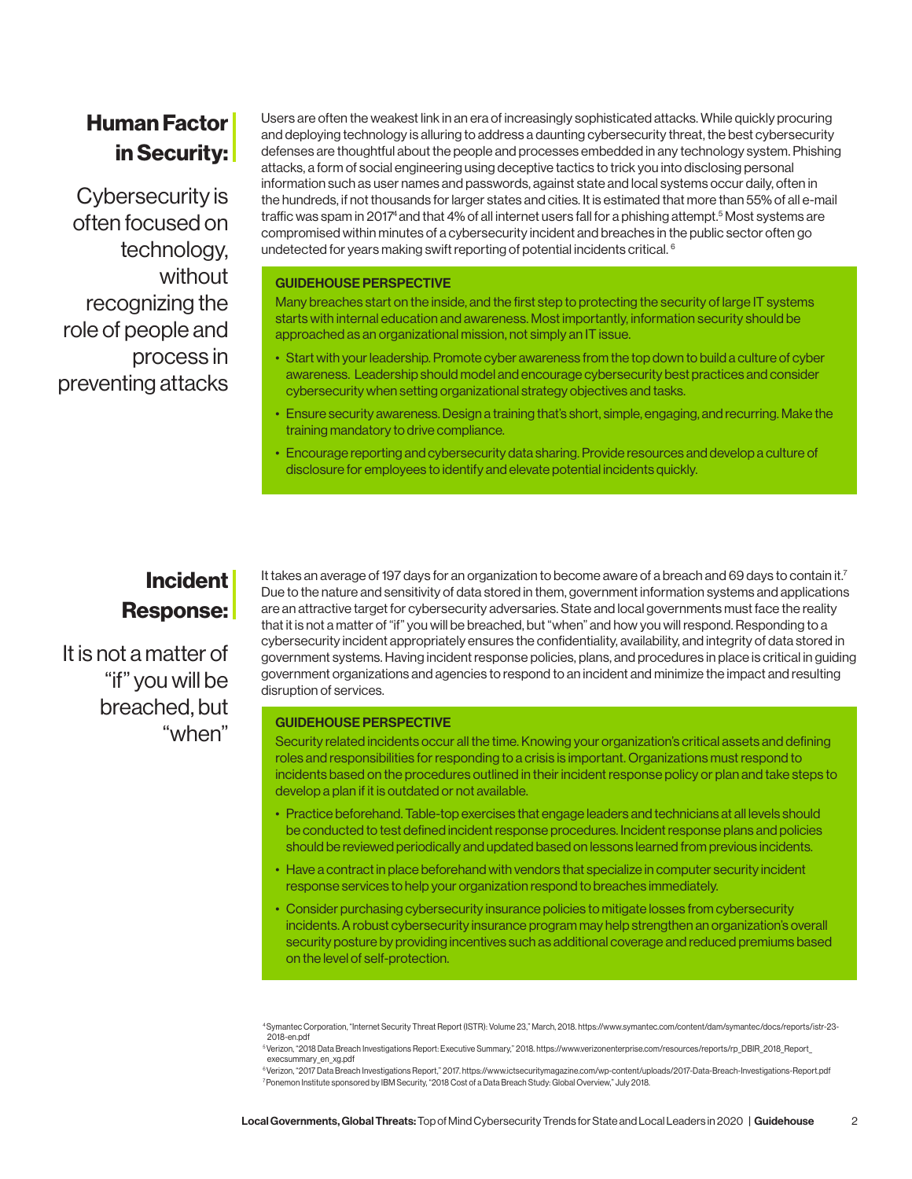## Human Factor in Security:

Cybersecurity is often focused on technology, without recognizing the role of people and process in preventing attacks

Users are often the weakest link in an era of increasingly sophisticated attacks. While quickly procuring and deploying technology is alluring to address a daunting cybersecurity threat, the best cybersecurity defenses are thoughtful about the people and processes embedded in any technology system. Phishing attacks, a form of social engineering using deceptive tactics to trick you into disclosing personal information such as user names and passwords, against state and local systems occur daily, often in the hundreds, if not thousands for larger states and cities. It is estimated that more than 55% of all e-mail traffic was spam in 2017[4] and that 4% of all internet users fall for a phishing attempt.[5] Most systems are compromised within minutes of a cybersecurity incident and breaches in the public sector often go undetected for years making swift reporting of potential incidents critical.[6]

### GUIDEHOUSE PERSPECTIVE

Many breaches start on the inside, and the first step to protecting the security of large IT systems starts with internal education and awareness. Most importantly, information security should be approached as an organizational mission, not simply an IT issue.

- Start with your leadership. Promote cyber awareness from the top down to build a culture of cyber awareness. Leadership should model and encourage cybersecurity best practices and consider cybersecurity when setting organizational strategy objectives and tasks.
- Ensure security awareness. Design a training that's short, simple, engaging, and recurring. Make the training mandatory to drive compliance.
- Encourage reporting and cybersecurity data sharing. Provide resources and develop a culture of disclosure for employees to identify and elevate potential incidents quickly.

## Incident Response:

It is not a matter of "if" you will be breached, but "when"

It takes an average of 197 days for an organization to become aware of a breach and 69 days to contain it.[7] Due to the nature and sensitivity of data stored in them, government information systems and applications are an attractive target for cybersecurity adversaries. State and local governments must face the reality that it is not a matter of "if" you will be breached, but "when" and how you will respond. Responding to a cybersecurity incident appropriately ensures the confidentiality, availability, and integrity of data stored in government systems. Having incident response policies, plans, and procedures in place is critical in guiding government organizations and agencies to respond to an incident and minimize the impact and resulting disruption of services.

### GUIDEHOUSE PERSPECTIVE

Security related incidents occur all the time. Knowing your organization's critical assets and defining roles and responsibilities for responding to a crisis is important. Organizations must respond to incidents based on the procedures outlined in their incident response policy or plan and take steps to develop a plan if it is outdated or not available.

- Practice beforehand. Table-top exercises that engage leaders and technicians at all levels should be conducted to test defined incident response procedures. Incident response plans and policies should be reviewed periodically and updated based on lessons learned from previous incidents.
- Have a contract in place beforehand with vendors that specialize in computer security incident response services to help your organization respond to breaches immediately.
- Consider purchasing cybersecurity insurance policies to mitigate losses from cybersecurity incidents. A robust cybersecurity insurance program may help strengthen an organization's overall security posture by providing incentives such as additional coverage and reduced premiums based on the level of self-protection.

[4] Symantec Corporation, "Internet Security Threat Report (ISTR): Volume 23," March, 2018. https://www.symantec.com/content/dam/symantec/docs/reports/istr-23-2018-en.pdf

[5] Verizon, "2018 Data Breach Investigations Report: Executive Summary," 2018. https://www.verizonenterprise.com/resources/reports/rp_DBIR_2018_Report_execsummary_en_xg.pdf

[6] Verizon, "2017 Data Breach Investigations Report," 2017. https://www.ictsecuritymagazine.com/wp-content/uploads/2017-Data-Breach-Investigations-Report.pdf

[7] Ponemon Institute sponsored by IBM Security, "2018 Cost of a Data Breach Study: Global Overview," July 2018.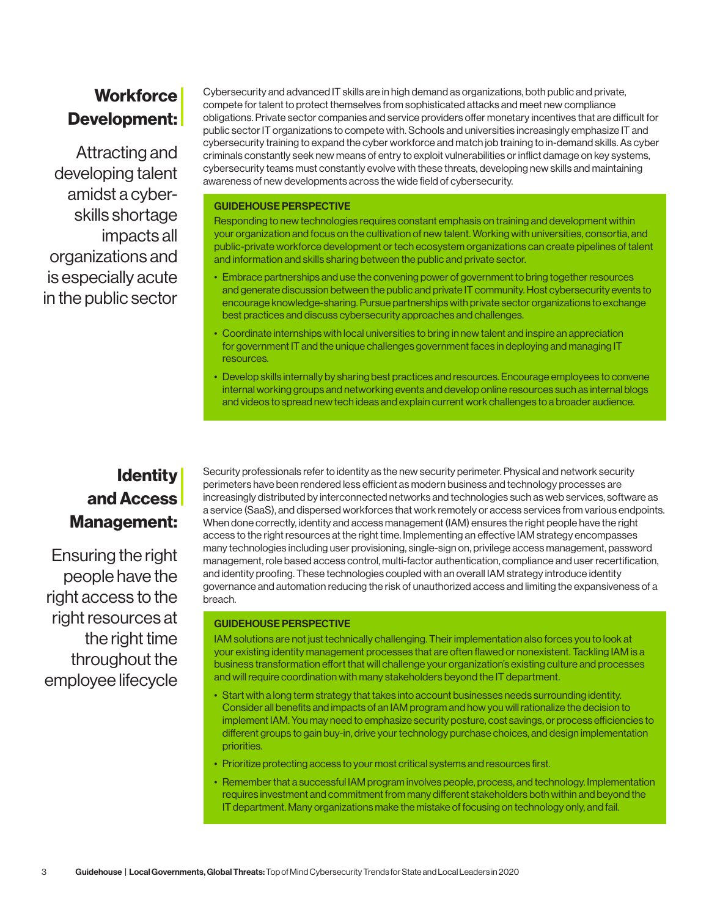## Workforce Development:

Attracting and developing talent amidst a cyber-skills shortage impacts all organizations and is especially acute in the public sector

Cybersecurity and advanced IT skills are in high demand as organizations, both public and private, compete for talent to protect themselves from sophisticated attacks and meet new compliance obligations. Private sector companies and service providers offer monetary incentives that are difficult for public sector IT organizations to compete with. Schools and universities increasingly emphasize IT and cybersecurity training to expand the cyber workforce and match job training to in-demand skills. As cyber criminals constantly seek new means of entry to exploit vulnerabilities or inflict damage on key systems, cybersecurity teams must constantly evolve with these threats, developing new skills and maintaining awareness of new developments across the wide field of cybersecurity.

**GUIDEHOUSE PERSPECTIVE**

Responding to new technologies requires constant emphasis on training and development within your organization and focus on the cultivation of new talent. Working with universities, consortia, and public-private workforce development or tech ecosystem organizations can create pipelines of talent and information and skills sharing between the public and private sector.

- Embrace partnerships and use the convening power of government to bring together resources and generate discussion between the public and private IT community. Host cybersecurity events to encourage knowledge-sharing. Pursue partnerships with private sector organizations to exchange best practices and discuss cybersecurity approaches and challenges.
- Coordinate internships with local universities to bring in new talent and inspire an appreciation for government IT and the unique challenges government faces in deploying and managing IT resources.
- Develop skills internally by sharing best practices and resources. Encourage employees to convene internal working groups and networking events and develop online resources such as internal blogs and videos to spread new tech ideas and explain current work challenges to a broader audience.

## Identity and Access Management:

Ensuring the right people have the right access to the right resources at the right time throughout the employee lifecycle

Security professionals refer to identity as the new security perimeter. Physical and network security perimeters have been rendered less efficient as modern business and technology processes are increasingly distributed by interconnected networks and technologies such as web services, software as a service (SaaS), and dispersed workforces that work remotely or access services from various endpoints. When done correctly, identity and access management (IAM) ensures the right people have the right access to the right resources at the right time. Implementing an effective IAM strategy encompasses many technologies including user provisioning, single-sign on, privilege access management, password management, role based access control, multi-factor authentication, compliance and user recertification, and identity proofing. These technologies coupled with an overall IAM strategy introduce identity governance and automation reducing the risk of unauthorized access and limiting the expansiveness of a breach.

**GUIDEHOUSE PERSPECTIVE**

IAM solutions are not just technically challenging. Their implementation also forces you to look at your existing identity management processes that are often flawed or nonexistent. Tackling IAM is a business transformation effort that will challenge your organization's existing culture and processes and will require coordination with many stakeholders beyond the IT department.

- Start with a long term strategy that takes into account businesses needs surrounding identity. Consider all benefits and impacts of an IAM program and how you will rationalize the decision to implement IAM. You may need to emphasize security posture, cost savings, or process efficiencies to different groups to gain buy-in, drive your technology purchase choices, and design implementation priorities.
- Prioritize protecting access to your most critical systems and resources first.
- Remember that a successful IAM program involves people, process, and technology. Implementation requires investment and commitment from many different stakeholders both within and beyond the IT department. Many organizations make the mistake of focusing on technology only, and fail.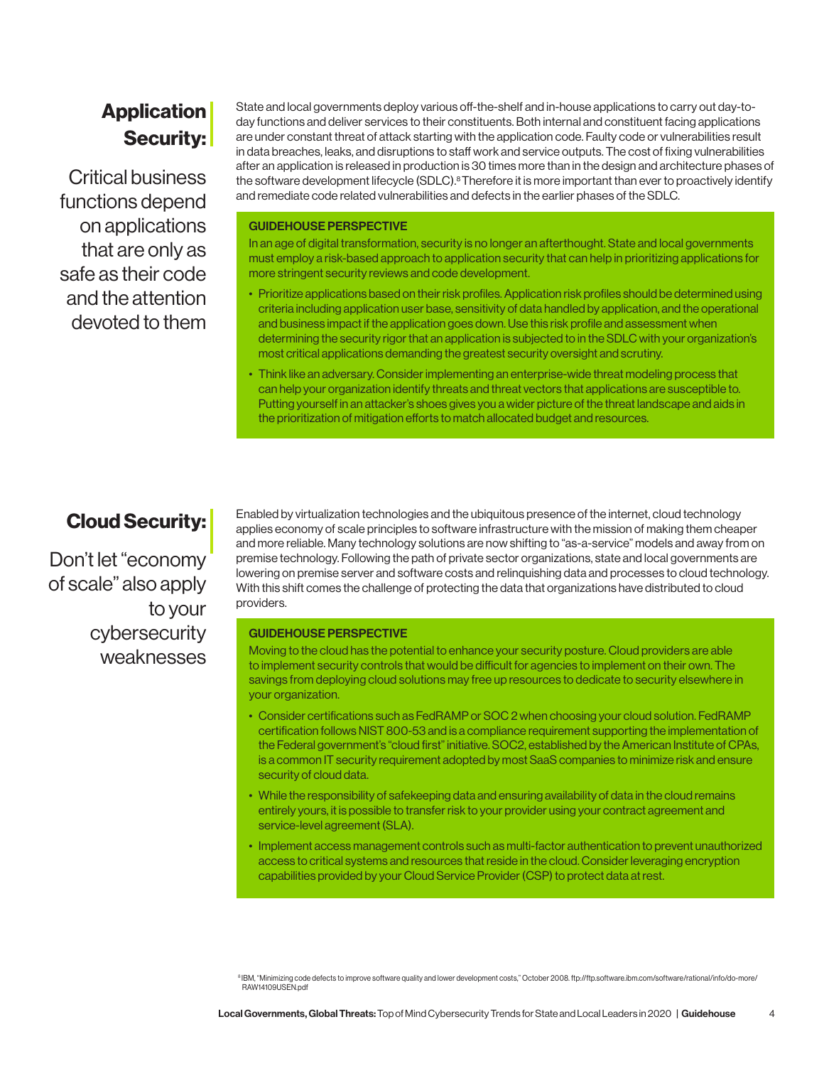## Application Security:

Critical business functions depend on applications that are only as safe as their code and the attention devoted to them

State and local governments deploy various off-the-shelf and in-house applications to carry out day-to-day functions and deliver services to their constituents. Both internal and constituent facing applications are under constant threat of attack starting with the application code. Faulty code or vulnerabilities result in data breaches, leaks, and disruptions to staff work and service outputs. The cost of fixing vulnerabilities after an application is released in production is 30 times more than in the design and architecture phases of the software development lifecycle (SDLC).[8] Therefore it is more important than ever to proactively identify and remediate code related vulnerabilities and defects in the earlier phases of the SDLC.

### GUIDEHOUSE PERSPECTIVE

In an age of digital transformation, security is no longer an afterthought. State and local governments must employ a risk-based approach to application security that can help in prioritizing applications for more stringent security reviews and code development.

- Prioritize applications based on their risk profiles. Application risk profiles should be determined using criteria including application user base, sensitivity of data handled by application, and the operational and business impact if the application goes down. Use this risk profile and assessment when determining the security rigor that an application is subjected to in the SDLC with your organization's most critical applications demanding the greatest security oversight and scrutiny.
- Think like an adversary. Consider implementing an enterprise-wide threat modeling process that can help your organization identify threats and threat vectors that applications are susceptible to. Putting yourself in an attacker's shoes gives you a wider picture of the threat landscape and aids in the prioritization of mitigation efforts to match allocated budget and resources.

## Cloud Security:

Don't let "economy of scale" also apply to your cybersecurity weaknesses

Enabled by virtualization technologies and the ubiquitous presence of the internet, cloud technology applies economy of scale principles to software infrastructure with the mission of making them cheaper and more reliable. Many technology solutions are now shifting to "as-a-service" models and away from on premise technology. Following the path of private sector organizations, state and local governments are lowering on premise server and software costs and relinquishing data and processes to cloud technology. With this shift comes the challenge of protecting the data that organizations have distributed to cloud providers.

### GUIDEHOUSE PERSPECTIVE

Moving to the cloud has the potential to enhance your security posture. Cloud providers are able to implement security controls that would be difficult for agencies to implement on their own. The savings from deploying cloud solutions may free up resources to dedicate to security elsewhere in your organization.

- Consider certifications such as FedRAMP or SOC 2 when choosing your cloud solution. FedRAMP certification follows NIST 800-53 and is a compliance requirement supporting the implementation of the Federal government's "cloud first" initiative. SOC2, established by the American Institute of CPAs, is a common IT security requirement adopted by most SaaS companies to minimize risk and ensure security of cloud data.
- While the responsibility of safekeeping data and ensuring availability of data in the cloud remains entirely yours, it is possible to transfer risk to your provider using your contract agreement and service-level agreement (SLA).
- Implement access management controls such as multi-factor authentication to prevent unauthorized access to critical systems and resources that reside in the cloud. Consider leveraging encryption capabilities provided by your Cloud Service Provider (CSP) to protect data at rest.

[8] IBM, "Minimizing code defects to improve software quality and lower development costs," October 2008. ftp://ftp.software.ibm.com/software/rational/info/do-more/RAW14109USEN.pdf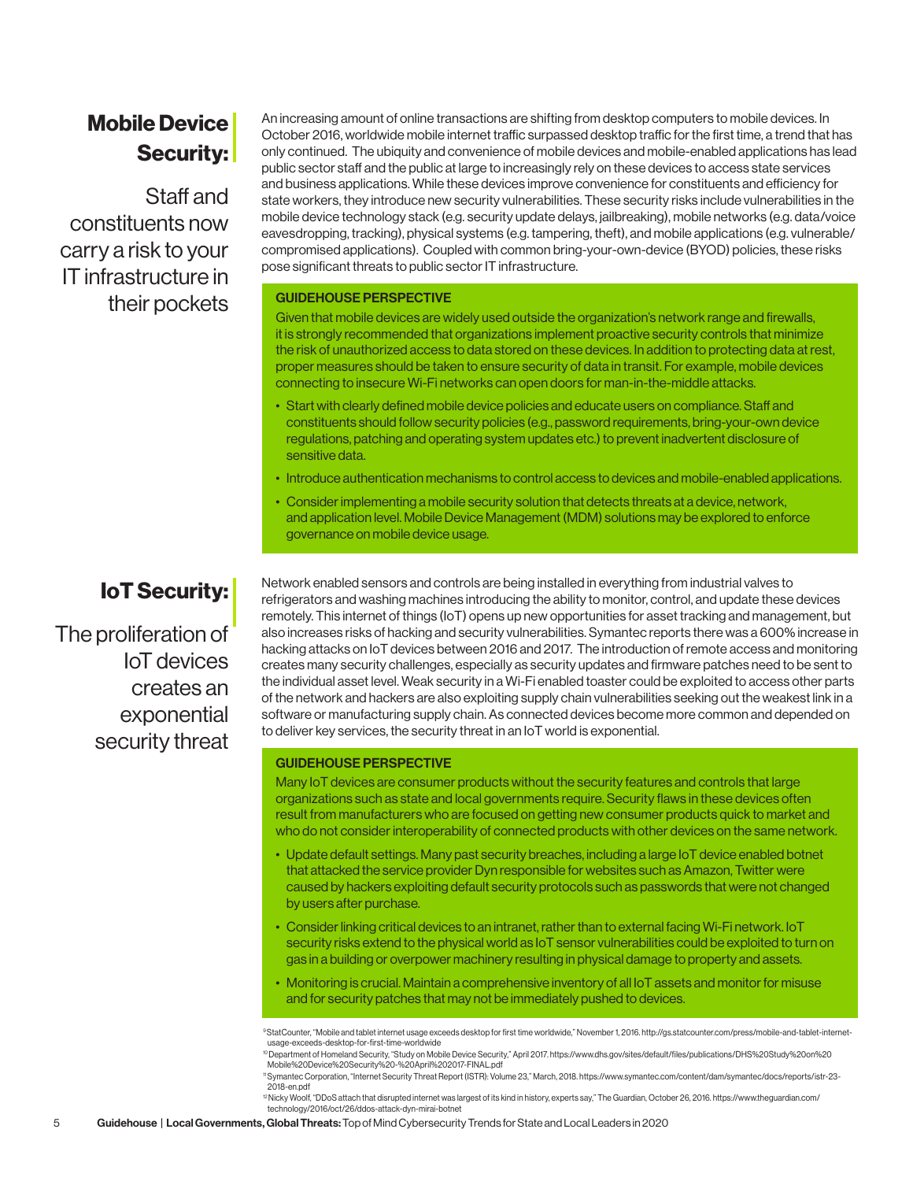## Mobile Device Security:

Staff and constituents now carry a risk to your IT infrastructure in their pockets

An increasing amount of online transactions are shifting from desktop computers to mobile devices. In October 2016, worldwide mobile internet traffic surpassed desktop traffic for the first time, a trend that has only continued. The ubiquity and convenience of mobile devices and mobile-enabled applications has lead public sector staff and the public at large to increasingly rely on these devices to access state services and business applications. While these devices improve convenience for constituents and efficiency for state workers, they introduce new security vulnerabilities. These security risks include vulnerabilities in the mobile device technology stack (e.g. security update delays, jailbreaking), mobile networks (e.g. data/voice eavesdropping, tracking), physical systems (e.g. tampering, theft), and mobile applications (e.g. vulnerable/compromised applications). Coupled with common bring-your-own-device (BYOD) policies, these risks pose significant threats to public sector IT infrastructure.

**GUIDEHOUSE PERSPECTIVE**

Given that mobile devices are widely used outside the organization's network range and firewalls, it is strongly recommended that organizations implement proactive security controls that minimize the risk of unauthorized access to data stored on these devices. In addition to protecting data at rest, proper measures should be taken to ensure security of data in transit. For example, mobile devices connecting to insecure Wi-Fi networks can open doors for man-in-the-middle attacks.

- Start with clearly defined mobile device policies and educate users on compliance. Staff and constituents should follow security policies (e.g., password requirements, bring-your-own device regulations, patching and operating system updates etc.) to prevent inadvertent disclosure of sensitive data.
- Introduce authentication mechanisms to control access to devices and mobile-enabled applications.
- Consider implementing a mobile security solution that detects threats at a device, network, and application level. Mobile Device Management (MDM) solutions may be explored to enforce governance on mobile device usage.

## IoT Security:

The proliferation of IoT devices creates an exponential security threat

Network enabled sensors and controls are being installed in everything from industrial valves to refrigerators and washing machines introducing the ability to monitor, control, and update these devices remotely. This internet of things (IoT) opens up new opportunities for asset tracking and management, but also increases risks of hacking and security vulnerabilities. Symantec reports there was a 600% increase in hacking attacks on IoT devices between 2016 and 2017. The introduction of remote access and monitoring creates many security challenges, especially as security updates and firmware patches need to be sent to the individual asset level. Weak security in a Wi-Fi enabled toaster could be exploited to access other parts of the network and hackers are also exploiting supply chain vulnerabilities seeking out the weakest link in a software or manufacturing supply chain. As connected devices become more common and depended on to deliver key services, the security threat in an IoT world is exponential.

**GUIDEHOUSE PERSPECTIVE**

Many IoT devices are consumer products without the security features and controls that large organizations such as state and local governments require. Security flaws in these devices often result from manufacturers who are focused on getting new consumer products quick to market and who do not consider interoperability of connected products with other devices on the same network.

- Update default settings. Many past security breaches, including a large IoT device enabled botnet that attacked the service provider Dyn responsible for websites such as Amazon, Twitter were caused by hackers exploiting default security protocols such as passwords that were not changed by users after purchase.
- Consider linking critical devices to an intranet, rather than to external facing Wi-Fi network. IoT security risks extend to the physical world as IoT sensor vulnerabilities could be exploited to turn on gas in a building or overpower machinery resulting in physical damage to property and assets.
- Monitoring is crucial. Maintain a comprehensive inventory of all IoT assets and monitor for misuse and for security patches that may not be immediately pushed to devices.

[9] StatCounter, "Mobile and tablet internet usage exceeds desktop for first time worldwide," November 1, 2016. http://gs.statcounter.com/press/mobile-and-tablet-internet-usage-exceeds-desktop-for-first-time-worldwide

[10] Department of Homeland Security, "Study on Mobile Device Security," April 2017. https://www.dhs.gov/sites/default/files/publications/DHS%20Study%20on%20Mobile%20Device%20Security%20-%20April%202017-FINAL.pdf

[11] Symantec Corporation, "Internet Security Threat Report (ISTR): Volume 23," March, 2018. https://www.symantec.com/content/dam/symantec/docs/reports/istr-23-2018-en.pdf

[12] Nicky Woolf, "DDoS attach that disrupted internet was largest of its kind in history, experts say," The Guardian, October 26, 2016. https://www.theguardian.com/technology/2016/oct/26/ddos-attack-dyn-mirai-botnet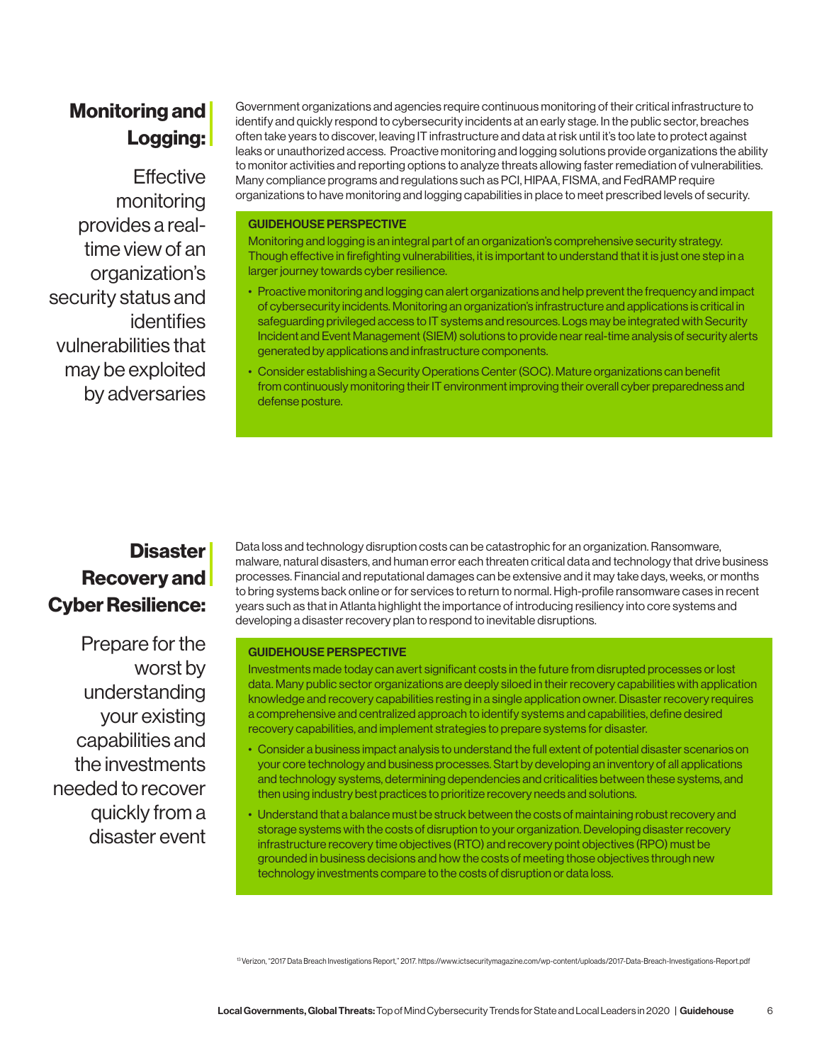## Monitoring and Logging:

Effective monitoring provides a real-time view of an organization's security status and identifies vulnerabilities that may be exploited by adversaries

Government organizations and agencies require continuous monitoring of their critical infrastructure to identify and quickly respond to cybersecurity incidents at an early stage. In the public sector, breaches often take years to discover, leaving IT infrastructure and data at risk until it's too late to protect against leaks or unauthorized access. Proactive monitoring and logging solutions provide organizations the ability to monitor activities and reporting options to analyze threats allowing faster remediation of vulnerabilities. Many compliance programs and regulations such as PCI, HIPAA, FISMA, and FedRAMP require organizations to have monitoring and logging capabilities in place to meet prescribed levels of security.

**GUIDEHOUSE PERSPECTIVE**

Monitoring and logging is an integral part of an organization's comprehensive security strategy. Though effective in firefighting vulnerabilities, it is important to understand that it is just one step in a larger journey towards cyber resilience.

- Proactive monitoring and logging can alert organizations and help prevent the frequency and impact of cybersecurity incidents. Monitoring an organization's infrastructure and applications is critical in safeguarding privileged access to IT systems and resources. Logs may be integrated with Security Incident and Event Management (SIEM) solutions to provide near real-time analysis of security alerts generated by applications and infrastructure components.
- Consider establishing a Security Operations Center (SOC). Mature organizations can benefit from continuously monitoring their IT environment improving their overall cyber preparedness and defense posture.

## Disaster Recovery and Cyber Resilience:

Prepare for the worst by understanding your existing capabilities and the investments needed to recover quickly from a disaster event

Data loss and technology disruption costs can be catastrophic for an organization. Ransomware, malware, natural disasters, and human error each threaten critical data and technology that drive business processes. Financial and reputational damages can be extensive and it may take days, weeks, or months to bring systems back online or for services to return to normal. High-profile ransomware cases in recent years such as that in Atlanta highlight the importance of introducing resiliency into core systems and developing a disaster recovery plan to respond to inevitable disruptions.

**GUIDEHOUSE PERSPECTIVE**

Investments made today can avert significant costs in the future from disrupted processes or lost data. Many public sector organizations are deeply siloed in their recovery capabilities with application knowledge and recovery capabilities resting in a single application owner. Disaster recovery requires a comprehensive and centralized approach to identify systems and capabilities, define desired recovery capabilities, and implement strategies to prepare systems for disaster.

- Consider a business impact analysis to understand the full extent of potential disaster scenarios on your core technology and business processes. Start by developing an inventory of all applications and technology systems, determining dependencies and criticalities between these systems, and then using industry best practices to prioritize recovery needs and solutions.
- Understand that a balance must be struck between the costs of maintaining robust recovery and storage systems with the costs of disruption to your organization. Developing disaster recovery infrastructure recovery time objectives (RTO) and recovery point objectives (RPO) must be grounded in business decisions and how the costs of meeting those objectives through new technology investments compare to the costs of disruption or data loss.

[13] Verizon, "2017 Data Breach Investigations Report," 2017. https://www.ictsecuritymagazine.com/wp-content/uploads/2017-Data-Breach-Investigations-Report.pdf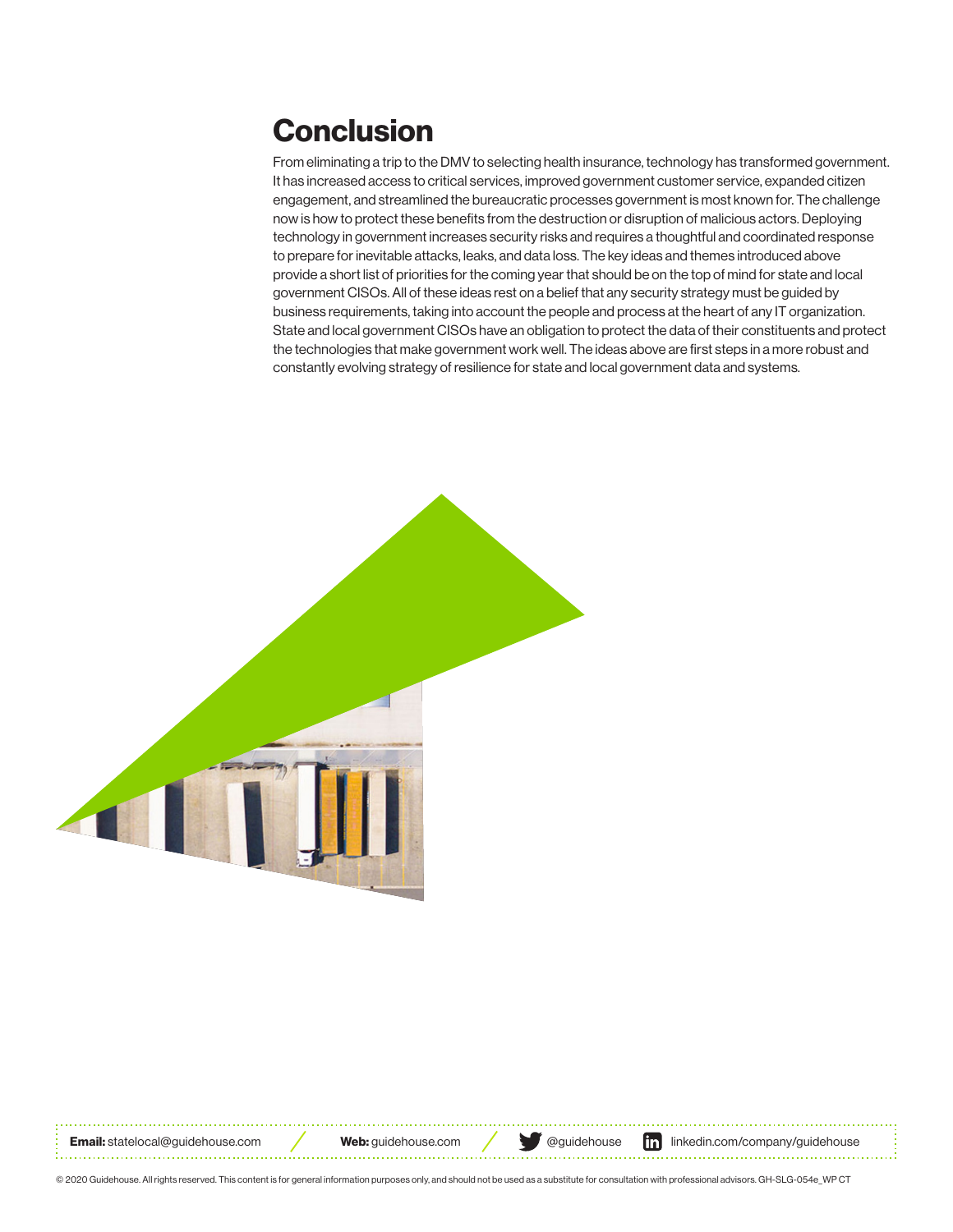# Conclusion

From eliminating a trip to the DMV to selecting health insurance, technology has transformed government. It has increased access to critical services, improved government customer service, expanded citizen engagement, and streamlined the bureaucratic processes government is most known for. The challenge now is how to protect these benefits from the destruction or disruption of malicious actors. Deploying technology in government increases security risks and requires a thoughtful and coordinated response to prepare for inevitable attacks, leaks, and data loss. The key ideas and themes introduced above provide a short list of priorities for the coming year that should be on the top of mind for state and local government CISOs. All of these ideas rest on a belief that any security strategy must be guided by business requirements, taking into account the people and process at the heart of any IT organization. State and local government CISOs have an obligation to protect the data of their constituents and protect the technologies that make government work well. The ideas above are first steps in a more robust and constantly evolving strategy of resilience for state and local government data and systems.

**Email:** statelocal@guidehouse.com / **Web:** guidehouse.com / @guidehouse / linkedin.com/company/guidehouse

© 2020 Guidehouse. All rights reserved. This content is for general information purposes only, and should not be used as a substitute for consultation with professional advisors. GH-SLG-054e_WP CT